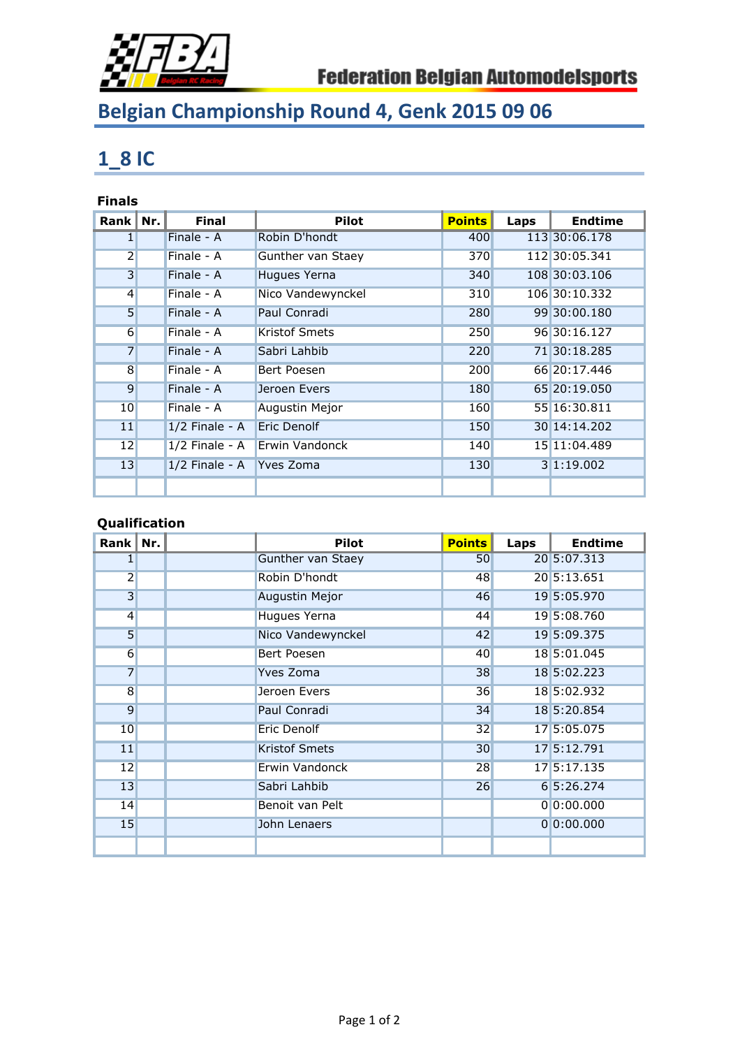Federation Belgian Automodelsports

# Belgian Championship Round 4, Genk 2015 09 06

## 1_8 IC

### Finals

| Rank | Nr. | Final | Pilot | Points | Laps | Endtime |
|---|---|---|---|---|---|---|
| 1 | | Finale - A | Robin D'hondt | 400 | 113 | 30:06.178 |
| 2 | | Finale - A | Gunther van Staey | 370 | 112 | 30:05.341 |
| 3 | | Finale - A | Hugues Yerna | 340 | 108 | 30:03.106 |
| 4 | | Finale - A | Nico Vandewynckel | 310 | 106 | 30:10.332 |
| 5 | | Finale - A | Paul Conradi | 280 | 99 | 30:00.180 |
| 6 | | Finale - A | Kristof Smets | 250 | 96 | 30:16.127 |
| 7 | | Finale - A | Sabri Lahbib | 220 | 71 | 30:18.285 |
| 8 | | Finale - A | Bert Poesen | 200 | 66 | 20:17.446 |
| 9 | | Finale - A | Jeroen Evers | 180 | 65 | 20:19.050 |
| 10 | | Finale - A | Augustin Mejor | 160 | 55 | 16:30.811 |
| 11 | | 1/2 Finale - A | Eric Denolf | 150 | 30 | 14:14.202 |
| 12 | | 1/2 Finale - A | Erwin Vandonck | 140 | 15 | 11:04.489 |
| 13 | | 1/2 Finale - A | Yves Zoma | 130 | 3 | 1:19.002 |
| | | | | | | |

### Qualification

| Rank | Nr. | | Pilot | Points | Laps | Endtime |
|---|---|---|---|---|---|---|
| 1 | | | Gunther van Staey | 50 | 20 | 5:07.313 |
| 2 | | | Robin D'hondt | 48 | 20 | 5:13.651 |
| 3 | | | Augustin Mejor | 46 | 19 | 5:05.970 |
| 4 | | | Hugues Yerna | 44 | 19 | 5:08.760 |
| 5 | | | Nico Vandewynckel | 42 | 19 | 5:09.375 |
| 6 | | | Bert Poesen | 40 | 18 | 5:01.045 |
| 7 | | | Yves Zoma | 38 | 18 | 5:02.223 |
| 8 | | | Jeroen Evers | 36 | 18 | 5:02.932 |
| 9 | | | Paul Conradi | 34 | 18 | 5:20.854 |
| 10 | | | Eric Denolf | 32 | 17 | 5:05.075 |
| 11 | | | Kristof Smets | 30 | 17 | 5:12.791 |
| 12 | | | Erwin Vandonck | 28 | 17 | 5:17.135 |
| 13 | | | Sabri Lahbib | 26 | 6 | 5:26.274 |
| 14 | | | Benoit van Pelt | | 0 | 0:00.000 |
| 15 | | | John Lenaers | | 0 | 0:00.000 |
| | | | | | | |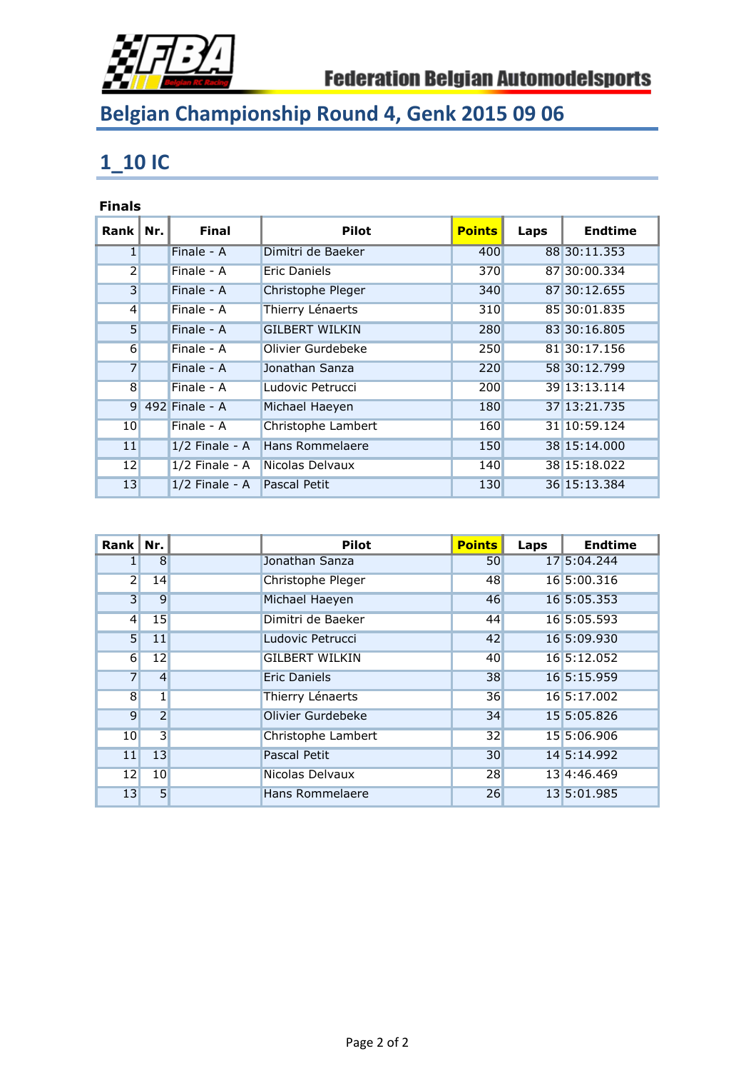## Belgian Championship Round 4, Genk 2015 09 06

## 1_10 IC

**Finals**

| Rank | Nr. | Final | Pilot | Points | Laps | Endtime |
|---|---|---|---|---|---|---|
| 1 | | Finale - A | Dimitri de Baeker | 400 | 88 | 30:11.353 |
| 2 | | Finale - A | Eric Daniels | 370 | 87 | 30:00.334 |
| 3 | | Finale - A | Christophe Pleger | 340 | 87 | 30:12.655 |
| 4 | | Finale - A | Thierry Lénaerts | 310 | 85 | 30:01.835 |
| 5 | | Finale - A | GILBERT WILKIN | 280 | 83 | 30:16.805 |
| 6 | | Finale - A | Olivier Gurdebeke | 250 | 81 | 30:17.156 |
| 7 | | Finale - A | Jonathan Sanza | 220 | 58 | 30:12.799 |
| 8 | | Finale - A | Ludovic Petrucci | 200 | 39 | 13:13.114 |
| 9 | 492 | Finale - A | Michael Haeyen | 180 | 37 | 13:21.735 |
| 10 | | Finale - A | Christophe Lambert | 160 | 31 | 10:59.124 |
| 11 | | 1/2 Finale - A | Hans Rommelaere | 150 | 38 | 15:14.000 |
| 12 | | 1/2 Finale - A | Nicolas Delvaux | 140 | 38 | 15:18.022 |
| 13 | | 1/2 Finale - A | Pascal Petit | 130 | 36 | 15:13.384 |

| Rank | Nr. | | Pilot | Points | Laps | Endtime |
|---|---|---|---|---|---|---|
| 1 | 8 | | Jonathan Sanza | 50 | 17 | 5:04.244 |
| 2 | 14 | | Christophe Pleger | 48 | 16 | 5:00.316 |
| 3 | 9 | | Michael Haeyen | 46 | 16 | 5:05.353 |
| 4 | 15 | | Dimitri de Baeker | 44 | 16 | 5:05.593 |
| 5 | 11 | | Ludovic Petrucci | 42 | 16 | 5:09.930 |
| 6 | 12 | | GILBERT WILKIN | 40 | 16 | 5:12.052 |
| 7 | 4 | | Eric Daniels | 38 | 16 | 5:15.959 |
| 8 | 1 | | Thierry Lénaerts | 36 | 16 | 5:17.002 |
| 9 | 2 | | Olivier Gurdebeke | 34 | 15 | 5:05.826 |
| 10 | 3 | | Christophe Lambert | 32 | 15 | 5:06.906 |
| 11 | 13 | | Pascal Petit | 30 | 14 | 5:14.992 |
| 12 | 10 | | Nicolas Delvaux | 28 | 13 | 4:46.469 |
| 13 | 5 | | Hans Rommelaere | 26 | 13 | 5:01.985 |